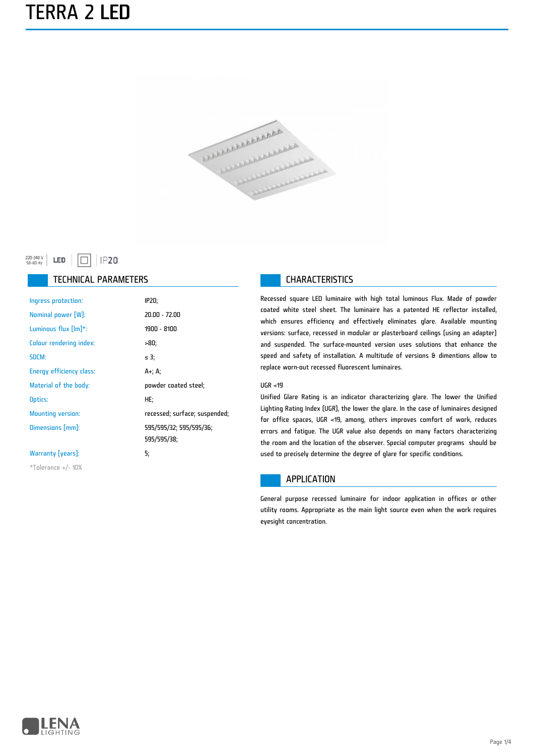# TERRA 2 LED

220-240 V 50-60 Hz | LED | IP20

## TECHNICAL PARAMETERS

| | |
|---|---|
| Ingress protection: | IP20; |
| Nominal power [W]: | 20.00 - 72.00 |
| Luminous flux [lm]*: | 1900 - 8100 |
| Colour rendering index: | >80; |
| SDCM: | ≤ 3; |
| Energy efficiency class: | A+; A; |
| Material of the body: | powder coated steel; |
| Optics: | HE; |
| Mounting version: | recessed; surface; suspended; |
| Dimensions [mm]: | 595/595/32; 595/595/36; 595/595/38; |
| Warranty [years]: | 5; |

*Tolerance +/- 10%

## CHARACTERISTICS

Recessed square LED luminaire with high total luminous Flux. Made of powder coated white steel sheet. The luminaire has a patented HE reflector installed, which ensures efficiency and effectively eliminates glare. Available mounting versions: surface, recessed in modular or plasterboard ceilings (using an adapter) and suspended. The surface-mounted version uses solutions that enhance the speed and safety of installation. A multitude of versions & dimentions allow to replace worn-out recessed fluorescent luminaires.

UGR <19

Unified Glare Rating is an indicator characterizing glare. The lower the Unified Lighting Rating Index (UGR), the lower the glare. In the case of luminaires designed for office spaces, UGR <19, among, others improves comfort of work, reduces errors and fatigue. The UGR value also depends on many factors characterizing the room and the location of the observer. Special computer programs should be used to precisely determine the degree of glare for specific conditions.

## APPLICATION

General purpose recessed luminaire for indoor application in offices or other utility rooms. Appropriate as the main light source even when the work requires eyesight concentration.

LENA LIGHTING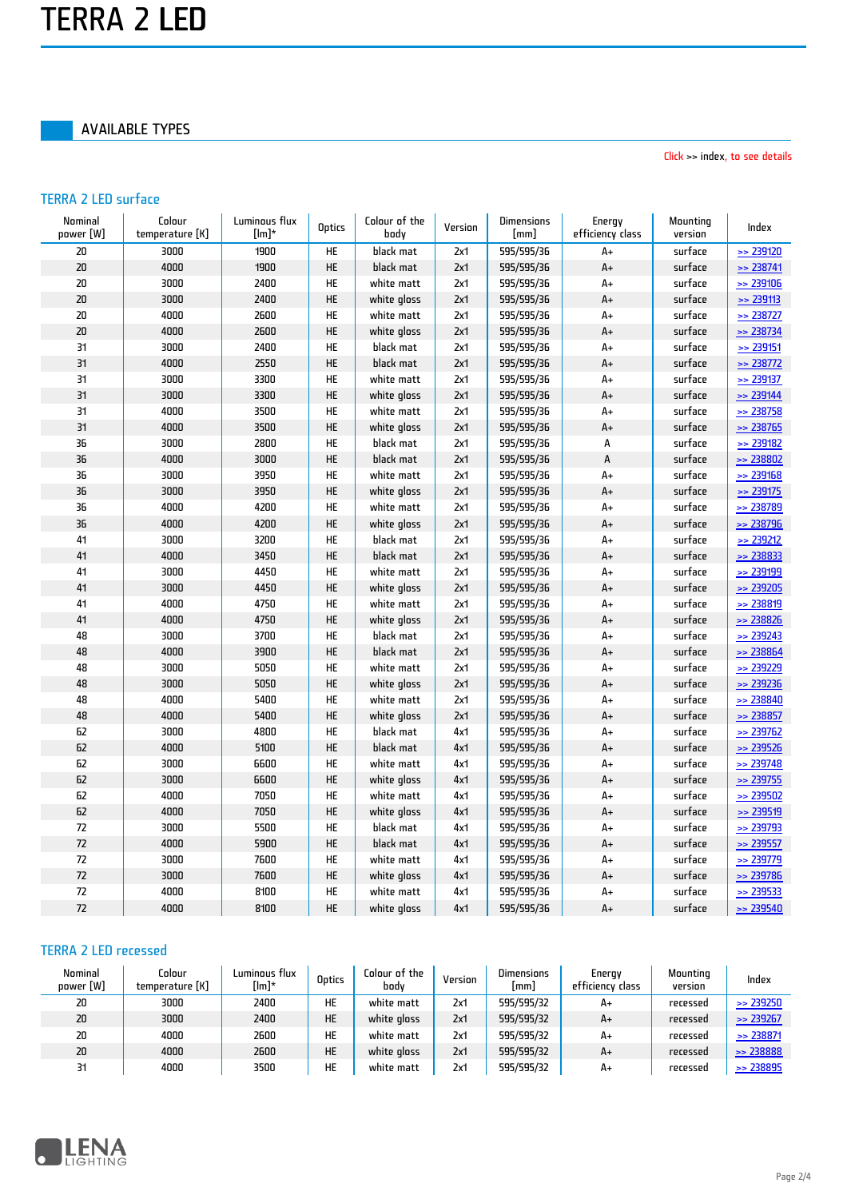# TERRA 2 LED

## AVAILABLE TYPES

Click >> index, to see details

### TERRA 2 LED surface

| Nominal power [W] | Colour temperature [K] | Luminous flux [lm]* | Optics | Colour of the body | Version | Dimensions [mm] | Energy efficiency class | Mounting version | Index |
|---|---|---|---|---|---|---|---|---|---|
| 20 | 3000 | 1900 | HE | black mat | 2x1 | 595/595/36 | A+ | surface | >> 239120 |
| 20 | 4000 | 1900 | HE | black mat | 2x1 | 595/595/36 | A+ | surface | >> 238741 |
| 20 | 3000 | 2400 | HE | white matt | 2x1 | 595/595/36 | A+ | surface | >> 239106 |
| 20 | 3000 | 2400 | HE | white gloss | 2x1 | 595/595/36 | A+ | surface | >> 239113 |
| 20 | 4000 | 2600 | HE | white matt | 2x1 | 595/595/36 | A+ | surface | >> 238727 |
| 20 | 4000 | 2600 | HE | white gloss | 2x1 | 595/595/36 | A+ | surface | >> 238734 |
| 31 | 3000 | 2400 | HE | black mat | 2x1 | 595/595/36 | A+ | surface | >> 239151 |
| 31 | 4000 | 2550 | HE | black mat | 2x1 | 595/595/36 | A+ | surface | >> 238772 |
| 31 | 3000 | 3300 | HE | white matt | 2x1 | 595/595/36 | A+ | surface | >> 239137 |
| 31 | 3000 | 3300 | HE | white gloss | 2x1 | 595/595/36 | A+ | surface | >> 239144 |
| 31 | 4000 | 3500 | HE | white matt | 2x1 | 595/595/36 | A+ | surface | >> 238758 |
| 31 | 4000 | 3500 | HE | white gloss | 2x1 | 595/595/36 | A+ | surface | >> 238765 |
| 36 | 3000 | 2800 | HE | black mat | 2x1 | 595/595/36 | A | surface | >> 239182 |
| 36 | 4000 | 3000 | HE | black mat | 2x1 | 595/595/36 | A | surface | >> 238802 |
| 36 | 3000 | 3950 | HE | white matt | 2x1 | 595/595/36 | A+ | surface | >> 239168 |
| 36 | 3000 | 3950 | HE | white gloss | 2x1 | 595/595/36 | A+ | surface | >> 239175 |
| 36 | 4000 | 4200 | HE | white matt | 2x1 | 595/595/36 | A+ | surface | >> 238789 |
| 36 | 4000 | 4200 | HE | white gloss | 2x1 | 595/595/36 | A+ | surface | >> 238796 |
| 41 | 3000 | 3200 | HE | black mat | 2x1 | 595/595/36 | A+ | surface | >> 239212 |
| 41 | 4000 | 3450 | HE | black mat | 2x1 | 595/595/36 | A+ | surface | >> 238833 |
| 41 | 3000 | 4450 | HE | white matt | 2x1 | 595/595/36 | A+ | surface | >> 239199 |
| 41 | 3000 | 4450 | HE | white gloss | 2x1 | 595/595/36 | A+ | surface | >> 239205 |
| 41 | 4000 | 4750 | HE | white matt | 2x1 | 595/595/36 | A+ | surface | >> 238819 |
| 41 | 4000 | 4750 | HE | white gloss | 2x1 | 595/595/36 | A+ | surface | >> 238826 |
| 48 | 3000 | 3700 | HE | black mat | 2x1 | 595/595/36 | A+ | surface | >> 239243 |
| 48 | 4000 | 3900 | HE | black mat | 2x1 | 595/595/36 | A+ | surface | >> 238864 |
| 48 | 3000 | 5050 | HE | white matt | 2x1 | 595/595/36 | A+ | surface | >> 239229 |
| 48 | 3000 | 5050 | HE | white gloss | 2x1 | 595/595/36 | A+ | surface | >> 239236 |
| 48 | 4000 | 5400 | HE | white matt | 2x1 | 595/595/36 | A+ | surface | >> 238840 |
| 48 | 4000 | 5400 | HE | white gloss | 2x1 | 595/595/36 | A+ | surface | >> 238857 |
| 62 | 3000 | 4800 | HE | black mat | 4x1 | 595/595/36 | A+ | surface | >> 239762 |
| 62 | 4000 | 5100 | HE | black mat | 4x1 | 595/595/36 | A+ | surface | >> 239526 |
| 62 | 3000 | 6600 | HE | white matt | 4x1 | 595/595/36 | A+ | surface | >> 239748 |
| 62 | 3000 | 6600 | HE | white gloss | 4x1 | 595/595/36 | A+ | surface | >> 239755 |
| 62 | 4000 | 7050 | HE | white matt | 4x1 | 595/595/36 | A+ | surface | >> 239502 |
| 62 | 4000 | 7050 | HE | white gloss | 4x1 | 595/595/36 | A+ | surface | >> 239519 |
| 72 | 3000 | 5500 | HE | black mat | 4x1 | 595/595/36 | A+ | surface | >> 239793 |
| 72 | 4000 | 5900 | HE | black mat | 4x1 | 595/595/36 | A+ | surface | >> 239557 |
| 72 | 3000 | 7600 | HE | white matt | 4x1 | 595/595/36 | A+ | surface | >> 239779 |
| 72 | 3000 | 7600 | HE | white gloss | 4x1 | 595/595/36 | A+ | surface | >> 239786 |
| 72 | 4000 | 8100 | HE | white matt | 4x1 | 595/595/36 | A+ | surface | >> 239533 |
| 72 | 4000 | 8100 | HE | white gloss | 4x1 | 595/595/36 | A+ | surface | >> 239540 |

### TERRA 2 LED recessed

| Nominal power [W] | Colour temperature [K] | Luminous flux [lm]* | Optics | Colour of the body | Version | Dimensions [mm] | Energy efficiency class | Mounting version | Index |
|---|---|---|---|---|---|---|---|---|---|
| 20 | 3000 | 2400 | HE | white matt | 2x1 | 595/595/32 | A+ | recessed | >> 239250 |
| 20 | 3000 | 2400 | HE | white gloss | 2x1 | 595/595/32 | A+ | recessed | >> 239267 |
| 20 | 4000 | 2600 | HE | white matt | 2x1 | 595/595/32 | A+ | recessed | >> 238871 |
| 20 | 4000 | 2600 | HE | white gloss | 2x1 | 595/595/32 | A+ | recessed | >> 238888 |
| 31 | 4000 | 3500 | HE | white matt | 2x1 | 595/595/32 | A+ | recessed | >> 238895 |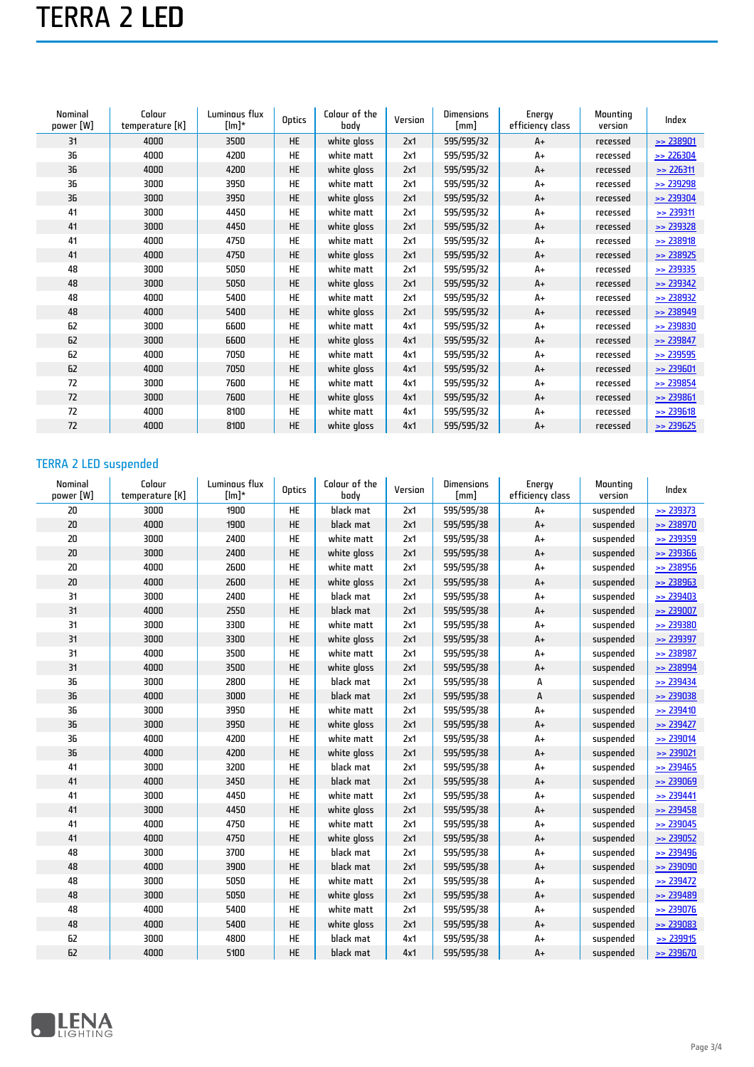# TERRA 2 LED

| Nominal power [W] | Colour temperature [K] | Luminous flux [lm]* | Optics | Colour of the body | Version | Dimensions [mm] | Energy efficiency class | Mounting version | Index |
|---|---|---|---|---|---|---|---|---|---|
| 31 | 4000 | 3500 | HE | white gloss | 2x1 | 595/595/32 | A+ | recessed | >> 238901 |
| 36 | 4000 | 4200 | HE | white matt | 2x1 | 595/595/32 | A+ | recessed | >> 226304 |
| 36 | 4000 | 4200 | HE | white gloss | 2x1 | 595/595/32 | A+ | recessed | >> 226311 |
| 36 | 3000 | 3950 | HE | white matt | 2x1 | 595/595/32 | A+ | recessed | >> 239298 |
| 36 | 3000 | 3950 | HE | white gloss | 2x1 | 595/595/32 | A+ | recessed | >> 239304 |
| 41 | 3000 | 4450 | HE | white matt | 2x1 | 595/595/32 | A+ | recessed | >> 239311 |
| 41 | 3000 | 4450 | HE | white gloss | 2x1 | 595/595/32 | A+ | recessed | >> 239328 |
| 41 | 4000 | 4750 | HE | white matt | 2x1 | 595/595/32 | A+ | recessed | >> 238918 |
| 41 | 4000 | 4750 | HE | white gloss | 2x1 | 595/595/32 | A+ | recessed | >> 238925 |
| 48 | 3000 | 5050 | HE | white matt | 2x1 | 595/595/32 | A+ | recessed | >> 239335 |
| 48 | 3000 | 5050 | HE | white gloss | 2x1 | 595/595/32 | A+ | recessed | >> 239342 |
| 48 | 4000 | 5400 | HE | white matt | 2x1 | 595/595/32 | A+ | recessed | >> 238932 |
| 48 | 4000 | 5400 | HE | white gloss | 2x1 | 595/595/32 | A+ | recessed | >> 238949 |
| 62 | 3000 | 6600 | HE | white matt | 4x1 | 595/595/32 | A+ | recessed | >> 239830 |
| 62 | 3000 | 6600 | HE | white gloss | 4x1 | 595/595/32 | A+ | recessed | >> 239847 |
| 62 | 4000 | 7050 | HE | white matt | 4x1 | 595/595/32 | A+ | recessed | >> 239595 |
| 62 | 4000 | 7050 | HE | white gloss | 4x1 | 595/595/32 | A+ | recessed | >> 239601 |
| 72 | 3000 | 7600 | HE | white matt | 4x1 | 595/595/32 | A+ | recessed | >> 239854 |
| 72 | 3000 | 7600 | HE | white gloss | 4x1 | 595/595/32 | A+ | recessed | >> 239861 |
| 72 | 4000 | 8100 | HE | white matt | 4x1 | 595/595/32 | A+ | recessed | >> 239618 |
| 72 | 4000 | 8100 | HE | white gloss | 4x1 | 595/595/32 | A+ | recessed | >> 239625 |

## TERRA 2 LED suspended

| Nominal power [W] | Colour temperature [K] | Luminous flux [lm]* | Optics | Colour of the body | Version | Dimensions [mm] | Energy efficiency class | Mounting version | Index |
|---|---|---|---|---|---|---|---|---|---|
| 20 | 3000 | 1900 | HE | black mat | 2x1 | 595/595/38 | A+ | suspended | >> 239373 |
| 20 | 4000 | 1900 | HE | black mat | 2x1 | 595/595/38 | A+ | suspended | >> 238970 |
| 20 | 3000 | 2400 | HE | white matt | 2x1 | 595/595/38 | A+ | suspended | >> 239359 |
| 20 | 3000 | 2400 | HE | white gloss | 2x1 | 595/595/38 | A+ | suspended | >> 239366 |
| 20 | 4000 | 2600 | HE | white matt | 2x1 | 595/595/38 | A+ | suspended | >> 238956 |
| 20 | 4000 | 2600 | HE | white gloss | 2x1 | 595/595/38 | A+ | suspended | >> 238963 |
| 31 | 3000 | 2400 | HE | black mat | 2x1 | 595/595/38 | A+ | suspended | >> 239403 |
| 31 | 4000 | 2550 | HE | black mat | 2x1 | 595/595/38 | A+ | suspended | >> 239007 |
| 31 | 3000 | 3300 | HE | white matt | 2x1 | 595/595/38 | A+ | suspended | >> 239380 |
| 31 | 3000 | 3300 | HE | white gloss | 2x1 | 595/595/38 | A+ | suspended | >> 239397 |
| 31 | 4000 | 3500 | HE | white matt | 2x1 | 595/595/38 | A+ | suspended | >> 238987 |
| 31 | 4000 | 3500 | HE | white gloss | 2x1 | 595/595/38 | A+ | suspended | >> 238994 |
| 36 | 3000 | 2800 | HE | black mat | 2x1 | 595/595/38 | A | suspended | >> 239434 |
| 36 | 4000 | 3000 | HE | black mat | 2x1 | 595/595/38 | A | suspended | >> 239038 |
| 36 | 3000 | 3950 | HE | white matt | 2x1 | 595/595/38 | A+ | suspended | >> 239410 |
| 36 | 3000 | 3950 | HE | white gloss | 2x1 | 595/595/38 | A+ | suspended | >> 239427 |
| 36 | 4000 | 4200 | HE | white matt | 2x1 | 595/595/38 | A+ | suspended | >> 239014 |
| 36 | 4000 | 4200 | HE | white gloss | 2x1 | 595/595/38 | A+ | suspended | >> 239021 |
| 41 | 3000 | 3200 | HE | black mat | 2x1 | 595/595/38 | A+ | suspended | >> 239465 |
| 41 | 4000 | 3450 | HE | black mat | 2x1 | 595/595/38 | A+ | suspended | >> 239069 |
| 41 | 3000 | 4450 | HE | white matt | 2x1 | 595/595/38 | A+ | suspended | >> 239441 |
| 41 | 3000 | 4450 | HE | white gloss | 2x1 | 595/595/38 | A+ | suspended | >> 239458 |
| 41 | 4000 | 4750 | HE | white matt | 2x1 | 595/595/38 | A+ | suspended | >> 239045 |
| 41 | 4000 | 4750 | HE | white gloss | 2x1 | 595/595/38 | A+ | suspended | >> 239052 |
| 48 | 3000 | 3700 | HE | black mat | 2x1 | 595/595/38 | A+ | suspended | >> 239496 |
| 48 | 4000 | 3900 | HE | black mat | 2x1 | 595/595/38 | A+ | suspended | >> 239090 |
| 48 | 3000 | 5050 | HE | white matt | 2x1 | 595/595/38 | A+ | suspended | >> 239472 |
| 48 | 3000 | 5050 | HE | white gloss | 2x1 | 595/595/38 | A+ | suspended | >> 239489 |
| 48 | 4000 | 5400 | HE | white matt | 2x1 | 595/595/38 | A+ | suspended | >> 239076 |
| 48 | 4000 | 5400 | HE | white gloss | 2x1 | 595/595/38 | A+ | suspended | >> 239083 |
| 62 | 3000 | 4800 | HE | black mat | 4x1 | 595/595/38 | A+ | suspended | >> 239915 |
| 62 | 4000 | 5100 | HE | black mat | 4x1 | 595/595/38 | A+ | suspended | >> 239670 |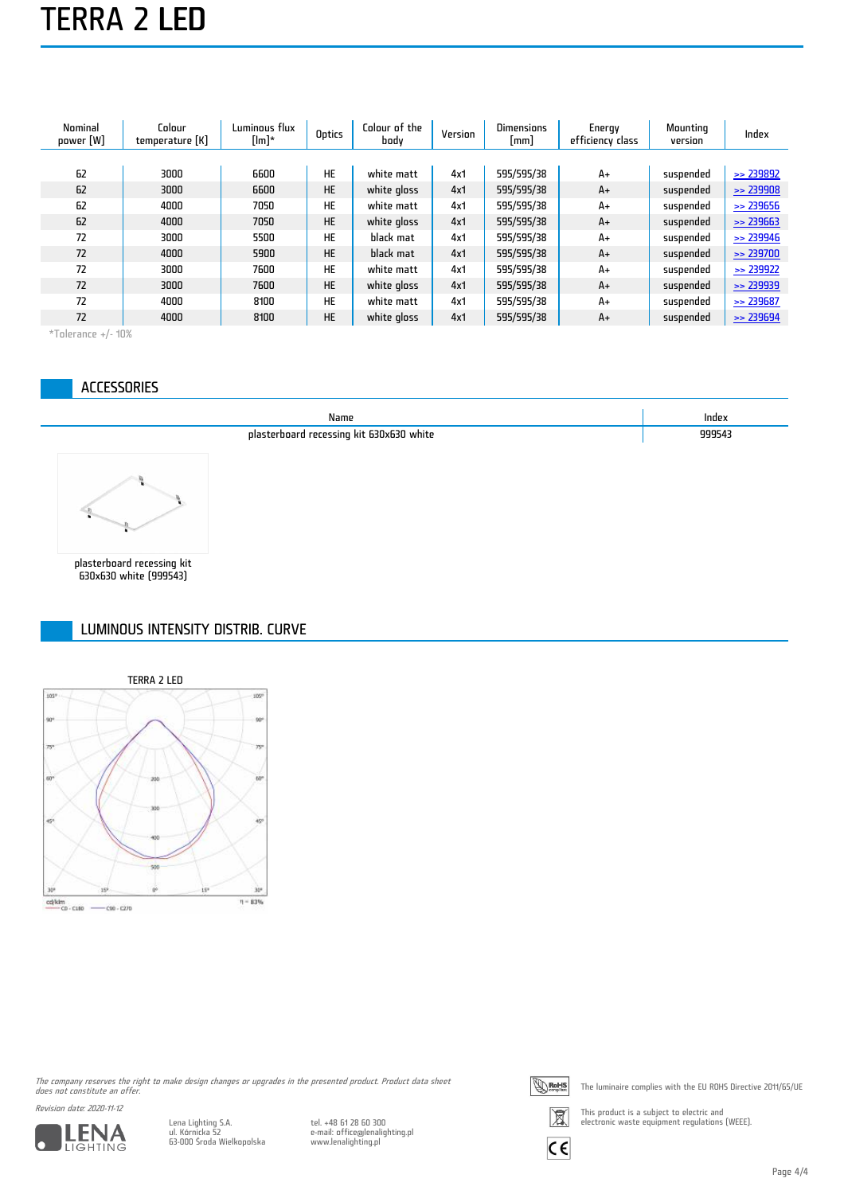# TERRA 2 LED

| Nominal power [W] | Colour temperature [K] | Luminous flux [lm]* | Optics | Colour of the body | Version | Dimensions [mm] | Energy efficiency class | Mounting version | Index |
|---|---|---|---|---|---|---|---|---|---|
| 62 | 3000 | 6600 | HE | white matt | 4x1 | 595/595/38 | A+ | suspended | >> 239892 |
| 62 | 3000 | 6600 | HE | white gloss | 4x1 | 595/595/38 | A+ | suspended | >> 239908 |
| 62 | 4000 | 7050 | HE | white matt | 4x1 | 595/595/38 | A+ | suspended | >> 239656 |
| 62 | 4000 | 7050 | HE | white gloss | 4x1 | 595/595/38 | A+ | suspended | >> 239663 |
| 72 | 3000 | 5500 | HE | black mat | 4x1 | 595/595/38 | A+ | suspended | >> 239946 |
| 72 | 4000 | 5900 | HE | black mat | 4x1 | 595/595/38 | A+ | suspended | >> 239700 |
| 72 | 3000 | 7600 | HE | white matt | 4x1 | 595/595/38 | A+ | suspended | >> 239922 |
| 72 | 3000 | 7600 | HE | white gloss | 4x1 | 595/595/38 | A+ | suspended | >> 239939 |
| 72 | 4000 | 8100 | HE | white matt | 4x1 | 595/595/38 | A+ | suspended | >> 239687 |
| 72 | 4000 | 8100 | HE | white gloss | 4x1 | 595/595/38 | A+ | suspended | >> 239694 |

*Tolerance +/- 10%

## ACCESSORIES

| Name | Index |
|---|---|
| plasterboard recessing kit 630x630 white | 999543 |

plasterboard recessing kit 630x630 white [999543]

## LUMINOUS INTENSITY DISTRIB. CURVE

TERRA 2 LED

105° 105°
90° 90°
75° 75°
60° 60°
45° 45°
200
300
400
500
30° 15° 0° 15° 30°
cd/klm
C0 - C180
C90 - C270
η = 83%

*The company reserves the right to make design changes or upgrades in the presented product. Product data sheet does not constitute an offer.*

*Revision date: 2020-11-12*

Lena Lighting S.A.
ul. Kórnicka 52
63-000 Środa Wielkopolska

tel. +48 61 28 60 300
e-mail: office@lenalighting.pl
www.lenalighting.pl

The luminaire complies with the EU ROHS Directive 2011/65/UE

This product is a subject to electric and electronic waste equipment regulations (WEEE).